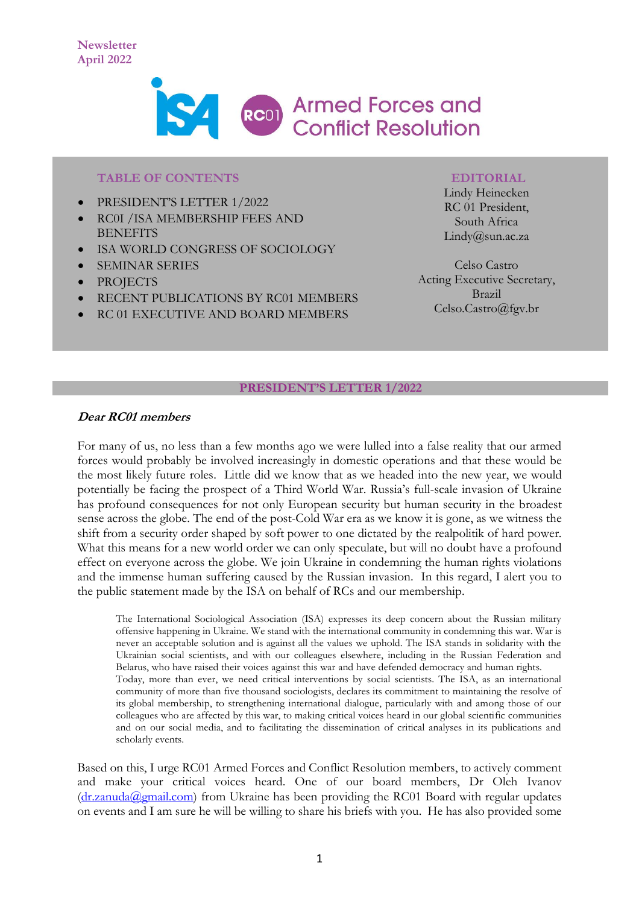Newsletter
April 2022

Armed Forces and Conflict Resolution

**TABLE OF CONTENTS**

- PRESIDENT'S LETTER 1/2022
- RC0I /ISA MEMBERSHIP FEES AND BENEFITS
- ISA WORLD CONGRESS OF SOCIOLOGY
- SEMINAR SERIES
- PROJECTS
- RECENT PUBLICATIONS BY RC01 MEMBERS
- RC 01 EXECUTIVE AND BOARD MEMBERS

**EDITORIAL**

Lindy Heinecken
RC 01 President,
South Africa
Lindy@sun.ac.za

Celso Castro
Acting Executive Secretary,
Brazil
Celso.Castro@fgv.br

## PRESIDENT'S LETTER 1/2022

***Dear RC01 members***

For many of us, no less than a few months ago we were lulled into a false reality that our armed forces would probably be involved increasingly in domestic operations and that these would be the most likely future roles. Little did we know that as we headed into the new year, we would potentially be facing the prospect of a Third World War. Russia's full-scale invasion of Ukraine has profound consequences for not only European security but human security in the broadest sense across the globe. The end of the post-Cold War era as we know it is gone, as we witness the shift from a security order shaped by soft power to one dictated by the realpolitik of hard power. What this means for a new world order we can only speculate, but will no doubt have a profound effect on everyone across the globe. We join Ukraine in condemning the human rights violations and the immense human suffering caused by the Russian invasion. In this regard, I alert you to the public statement made by the ISA on behalf of RCs and our membership.

> The International Sociological Association (ISA) expresses its deep concern about the Russian military offensive happening in Ukraine. We stand with the international community in condemning this war. War is never an acceptable solution and is against all the values we uphold. The ISA stands in solidarity with the Ukrainian social scientists, and with our colleagues elsewhere, including in the Russian Federation and Belarus, who have raised their voices against this war and have defended democracy and human rights.
> Today, more than ever, we need critical interventions by social scientists. The ISA, as an international community of more than five thousand sociologists, declares its commitment to maintaining the resolve of its global membership, to strengthening international dialogue, particularly with and among those of our colleagues who are affected by this war, to making critical voices heard in our global scientific communities and on our social media, and to facilitating the dissemination of critical analyses in its publications and scholarly events.

Based on this, I urge RC01 Armed Forces and Conflict Resolution members, to actively comment and make your critical voices heard. One of our board members, Dr Oleh Ivanov (dr.zanuda@gmail.com) from Ukraine has been providing the RC01 Board with regular updates on events and I am sure he will be willing to share his briefs with you. He has also provided some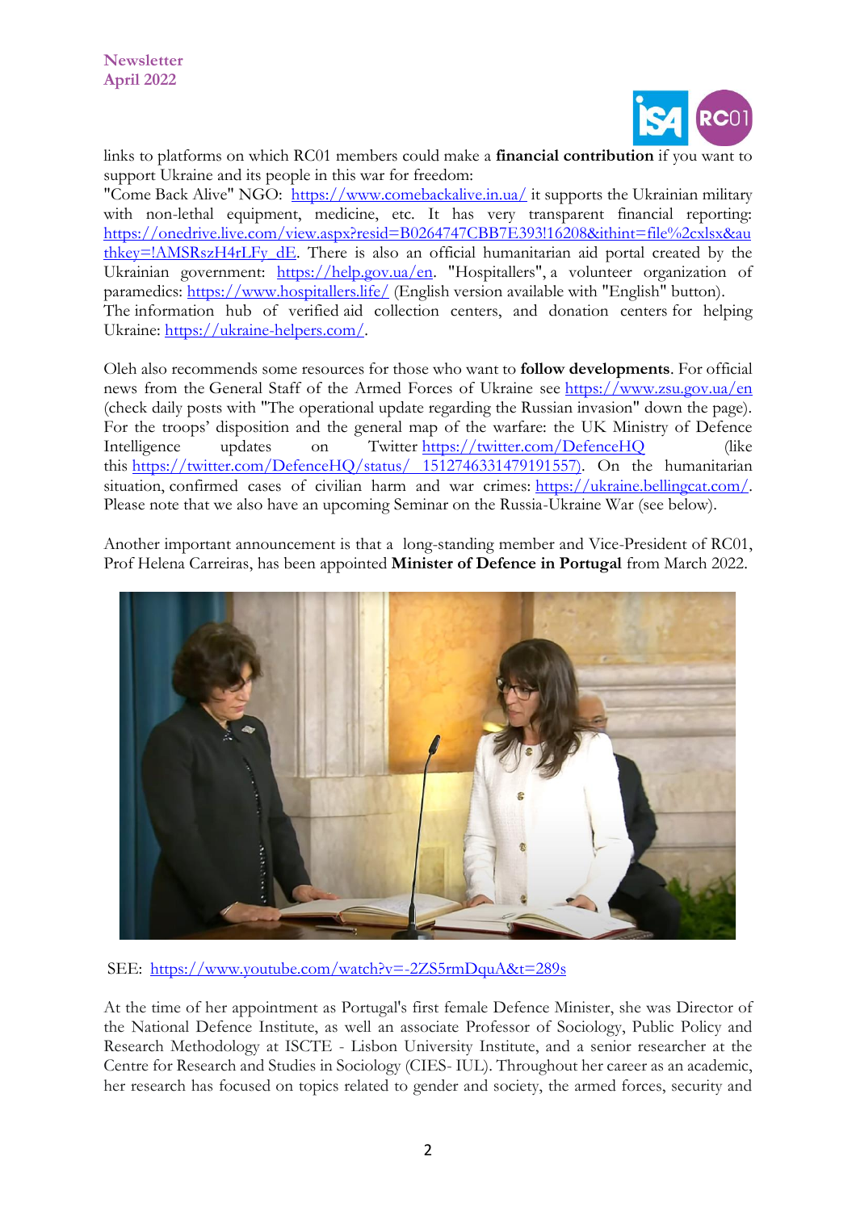links to platforms on which RC01 members could make a **financial contribution** if you want to support Ukraine and its people in this war for freedom:
"Come Back Alive" NGO: https://www.comebackalive.in.ua/ it supports the Ukrainian military with non-lethal equipment, medicine, etc. It has very transparent financial reporting: https://onedrive.live.com/view.aspx?resid=B0264747CBB7E393!16208&ithint=file%2cxlsx&authkey=!AMSRszH4rLFy_dE. There is also an official humanitarian aid portal created by the Ukrainian government: https://help.gov.ua/en. "Hospitallers", a volunteer organization of paramedics: https://www.hospitallers.life/ (English version available with "English" button).
The information hub of verified aid collection centers, and donation centers for helping Ukraine: https://ukraine-helpers.com/.

Oleh also recommends some resources for those who want to **follow developments**. For official news from the General Staff of the Armed Forces of Ukraine see https://www.zsu.gov.ua/en (check daily posts with "The operational update regarding the Russian invasion" down the page). For the troops' disposition and the general map of the warfare: the UK Ministry of Defence Intelligence updates on Twitter https://twitter.com/DefenceHQ (like this https://twitter.com/DefenceHQ/status/_1512746331479191557). On the humanitarian situation, confirmed cases of civilian harm and war crimes: https://ukraine.bellingcat.com/. Please note that we also have an upcoming Seminar on the Russia-Ukraine War (see below).

Another important announcement is that a long-standing member and Vice-President of RC01, Prof Helena Carreiras, has been appointed **Minister of Defence in Portugal** from March 2022.

SEE: https://www.youtube.com/watch?v=-2ZS5rmDquA&t=289s

At the time of her appointment as Portugal's first female Defence Minister, she was Director of the National Defence Institute, as well an associate Professor of Sociology, Public Policy and Research Methodology at ISCTE - Lisbon University Institute, and a senior researcher at the Centre for Research and Studies in Sociology (CIES- IUL). Throughout her career as an academic, her research has focused on topics related to gender and society, the armed forces, security and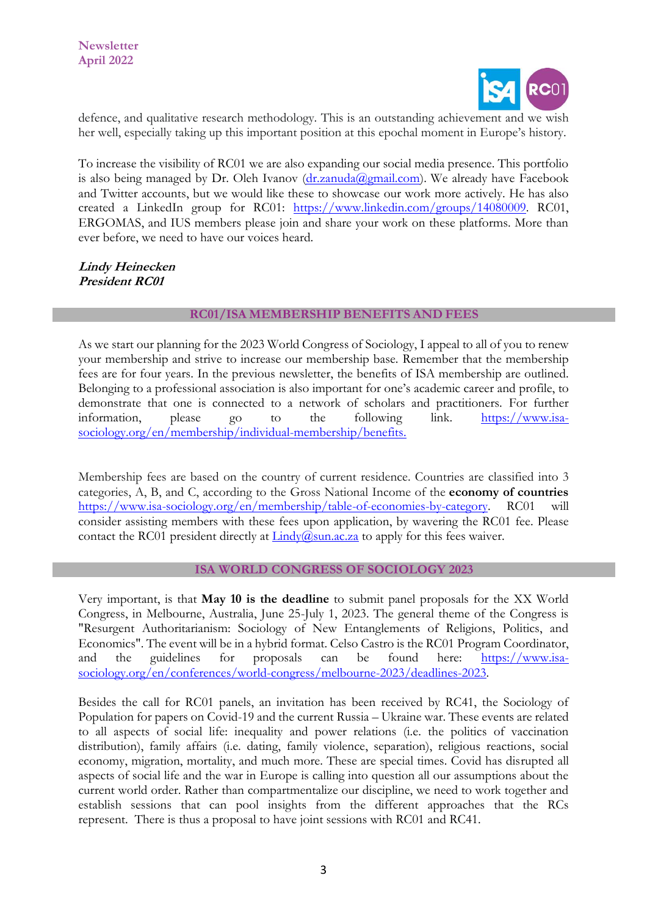defence, and qualitative research methodology. This is an outstanding achievement and we wish her well, especially taking up this important position at this epochal moment in Europe's history.

To increase the visibility of RC01 we are also expanding our social media presence. This portfolio is also being managed by Dr. Oleh Ivanov (dr.zanuda@gmail.com). We already have Facebook and Twitter accounts, but we would like these to showcase our work more actively. He has also created a LinkedIn group for RC01: https://www.linkedin.com/groups/14080009. RC01, ERGOMAS, and IUS members please join and share your work on these platforms. More than ever before, we need to have our voices heard.

***Lindy Heinecken***
***President RC01***

## RC01/ISA MEMBERSHIP BENEFITS AND FEES

As we start our planning for the 2023 World Congress of Sociology, I appeal to all of you to renew your membership and strive to increase our membership base. Remember that the membership fees are for four years. In the previous newsletter, the benefits of ISA membership are outlined. Belonging to a professional association is also important for one's academic career and profile, to demonstrate that one is connected to a network of scholars and practitioners. For further information, please go to the following link. https://www.isa-sociology.org/en/membership/individual-membership/benefits.

Membership fees are based on the country of current residence. Countries are classified into 3 categories, A, B, and C, according to the Gross National Income of the **economy of countries** https://www.isa-sociology.org/en/membership/table-of-economies-by-category. RC01 will consider assisting members with these fees upon application, by wavering the RC01 fee. Please contact the RC01 president directly at Lindy@sun.ac.za to apply for this fees waiver.

## ISA WORLD CONGRESS OF SOCIOLOGY 2023

Very important, is that **May 10 is the deadline** to submit panel proposals for the XX World Congress, in Melbourne, Australia, June 25-July 1, 2023. The general theme of the Congress is "Resurgent Authoritarianism: Sociology of New Entanglements of Religions, Politics, and Economics". The event will be in a hybrid format. Celso Castro is the RC01 Program Coordinator, and the guidelines for proposals can be found here: https://www.isa-sociology.org/en/conferences/world-congress/melbourne-2023/deadlines-2023.

Besides the call for RC01 panels, an invitation has been received by RC41, the Sociology of Population for papers on Covid-19 and the current Russia – Ukraine war. These events are related to all aspects of social life: inequality and power relations (i.e. the politics of vaccination distribution), family affairs (i.e. dating, family violence, separation), religious reactions, social economy, migration, mortality, and much more. These are special times. Covid has disrupted all aspects of social life and the war in Europe is calling into question all our assumptions about the current world order. Rather than compartmentalize our discipline, we need to work together and establish sessions that can pool insights from the different approaches that the RCs represent. There is thus a proposal to have joint sessions with RC01 and RC41.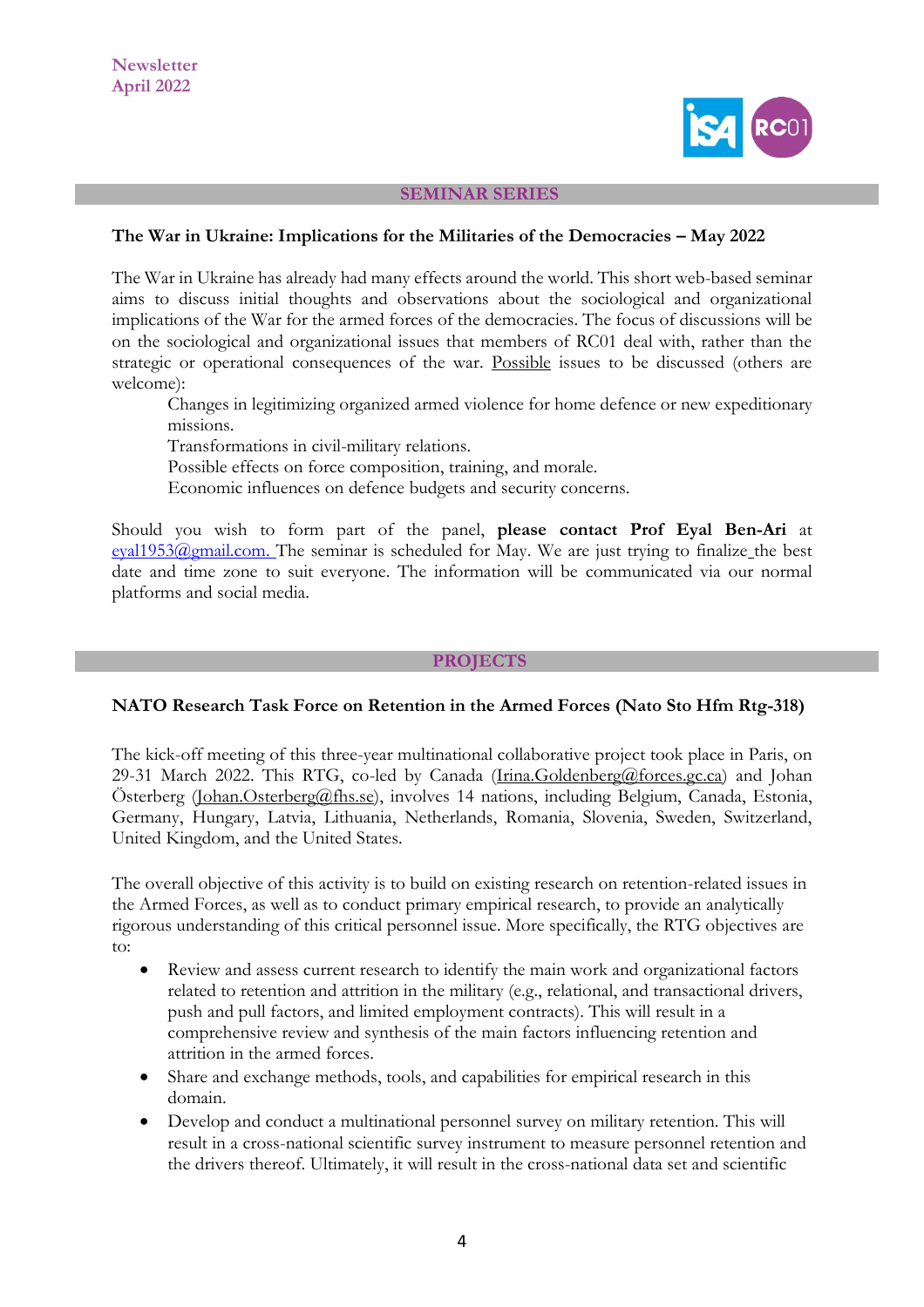## SEMINAR SERIES

### The War in Ukraine: Implications for the Militaries of the Democracies – May 2022

The War in Ukraine has already had many effects around the world. This short web-based seminar aims to discuss initial thoughts and observations about the sociological and organizational implications of the War for the armed forces of the democracies. The focus of discussions will be on the sociological and organizational issues that members of RC01 deal with, rather than the strategic or operational consequences of the war. Possible issues to be discussed (others are welcome):

Changes in legitimizing organized armed violence for home defence or new expeditionary missions.
Transformations in civil-military relations.
Possible effects on force composition, training, and morale.
Economic influences on defence budgets and security concerns.

Should you wish to form part of the panel, **please contact Prof Eyal Ben-Ari** at eyal1953@gmail.com. The seminar is scheduled for May. We are just trying to finalize the best date and time zone to suit everyone. The information will be communicated via our normal platforms and social media.

## PROJECTS

### NATO Research Task Force on Retention in the Armed Forces (Nato Sto Hfm Rtg-318)

The kick-off meeting of this three-year multinational collaborative project took place in Paris, on 29-31 March 2022. This RTG, co-led by Canada (Irina.Goldenberg@forces.gc.ca) and Johan Österberg (Johan.Osterberg@fhs.se), involves 14 nations, including Belgium, Canada, Estonia, Germany, Hungary, Latvia, Lithuania, Netherlands, Romania, Slovenia, Sweden, Switzerland, United Kingdom, and the United States.

The overall objective of this activity is to build on existing research on retention-related issues in the Armed Forces, as well as to conduct primary empirical research, to provide an analytically rigorous understanding of this critical personnel issue. More specifically, the RTG objectives are to:

- Review and assess current research to identify the main work and organizational factors related to retention and attrition in the military (e.g., relational, and transactional drivers, push and pull factors, and limited employment contracts). This will result in a comprehensive review and synthesis of the main factors influencing retention and attrition in the armed forces.
- Share and exchange methods, tools, and capabilities for empirical research in this domain.
- Develop and conduct a multinational personnel survey on military retention. This will result in a cross-national scientific survey instrument to measure personnel retention and the drivers thereof. Ultimately, it will result in the cross-national data set and scientific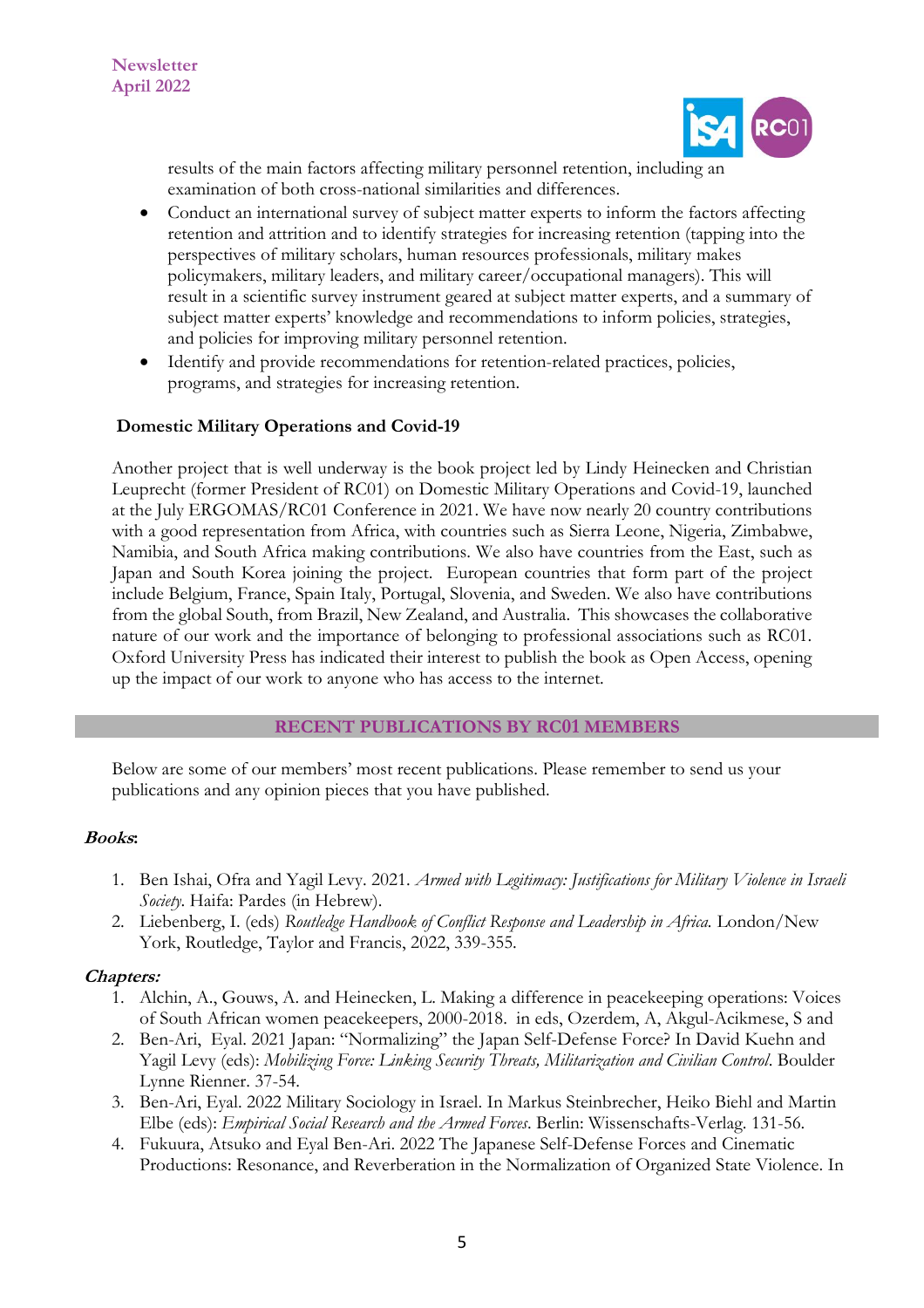results of the main factors affecting military personnel retention, including an examination of both cross-national similarities and differences.

- Conduct an international survey of subject matter experts to inform the factors affecting retention and attrition and to identify strategies for increasing retention (tapping into the perspectives of military scholars, human resources professionals, military makes policymakers, military leaders, and military career/occupational managers). This will result in a scientific survey instrument geared at subject matter experts, and a summary of subject matter experts' knowledge and recommendations to inform policies, strategies, and policies for improving military personnel retention.
- Identify and provide recommendations for retention-related practices, policies, programs, and strategies for increasing retention.

**Domestic Military Operations and Covid-19**

Another project that is well underway is the book project led by Lindy Heinecken and Christian Leuprecht (former President of RC01) on Domestic Military Operations and Covid-19, launched at the July ERGOMAS/RC01 Conference in 2021. We have now nearly 20 country contributions with a good representation from Africa, with countries such as Sierra Leone, Nigeria, Zimbabwe, Namibia, and South Africa making contributions. We also have countries from the East, such as Japan and South Korea joining the project. European countries that form part of the project include Belgium, France, Spain Italy, Portugal, Slovenia, and Sweden. We also have contributions from the global South, from Brazil, New Zealand, and Australia. This showcases the collaborative nature of our work and the importance of belonging to professional associations such as RC01. Oxford University Press has indicated their interest to publish the book as Open Access, opening up the impact of our work to anyone who has access to the internet.

## RECENT PUBLICATIONS BY RC01 MEMBERS

Below are some of our members' most recent publications. Please remember to send us your publications and any opinion pieces that you have published.

***Books*:**

1. Ben Ishai, Ofra and Yagil Levy. 2021. *Armed with Legitimacy: Justifications for Military Violence in Israeli Society*. Haifa: Pardes (in Hebrew).
2. Liebenberg, I. (eds) *Routledge Handbook of Conflict Response and Leadership in Africa.* London/New York, Routledge, Taylor and Francis, 2022, 339-355.

***Chapters:***

1. Alchin, A., Gouws, A. and Heinecken, L. Making a difference in peacekeeping operations: Voices of South African women peacekeepers, 2000-2018. in eds, Ozerdem, A, Akgul-Acikmese, S and
2. Ben-Ari, Eyal. 2021 Japan: "Normalizing" the Japan Self-Defense Force? In David Kuehn and Yagil Levy (eds): *Mobilizing Force: Linking Security Threats, Militarization and Civilian Control*. Boulder Lynne Rienner. 37-54.
3. Ben-Ari, Eyal. 2022 Military Sociology in Israel. In Markus Steinbrecher, Heiko Biehl and Martin Elbe (eds): *Empirical Social Research and the Armed Forces*. Berlin: Wissenschafts-Verlag. 131-56.
4. Fukuura, Atsuko and Eyal Ben-Ari. 2022 The Japanese Self-Defense Forces and Cinematic Productions: Resonance, and Reverberation in the Normalization of Organized State Violence. In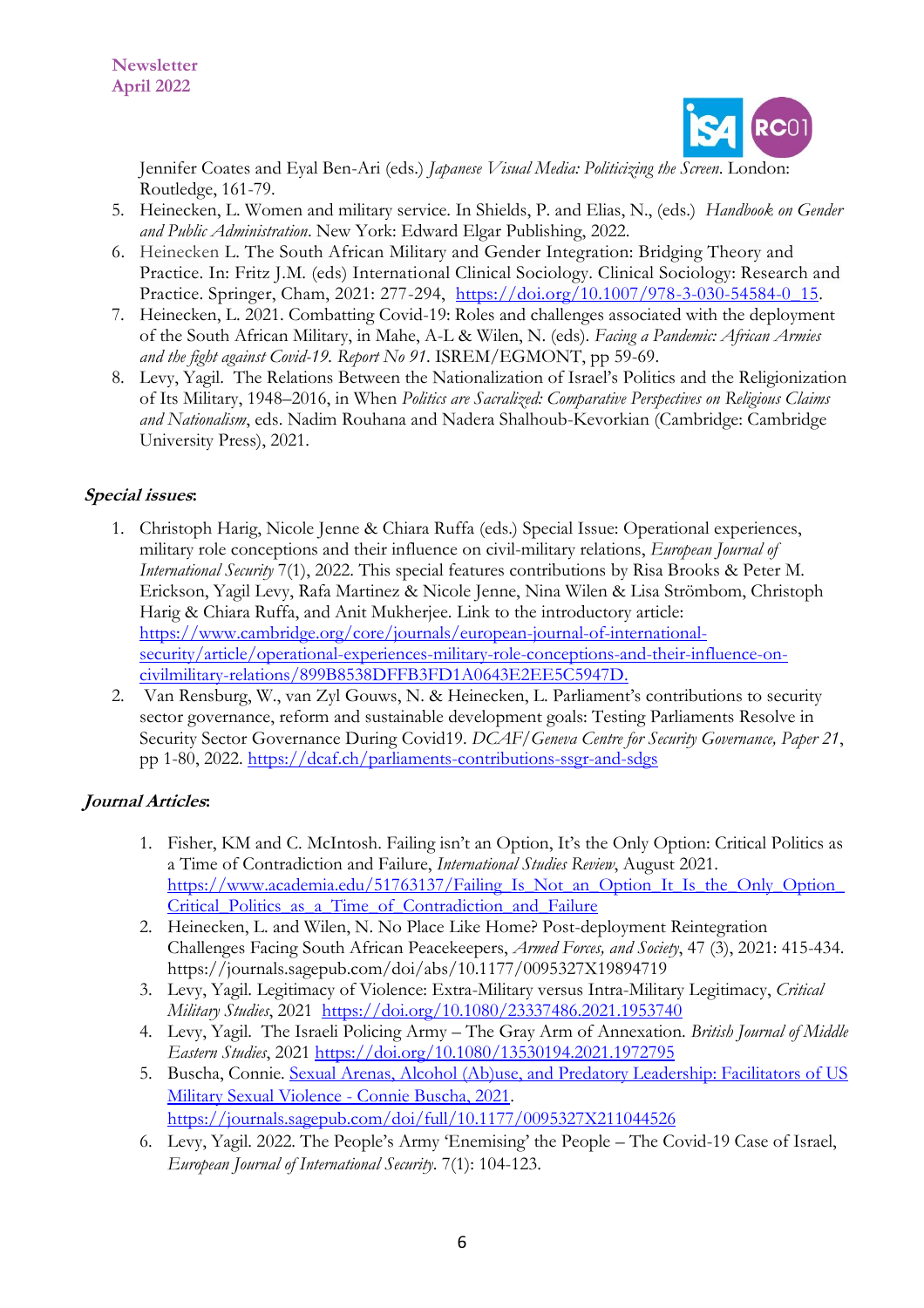Jennifer Coates and Eyal Ben-Ari (eds.) *Japanese Visual Media: Politicizing the Screen*. London: Routledge, 161-79.

5. Heinecken, L. Women and military service. In Shields, P. and Elias, N., (eds.) *Handbook on Gender and Public Administration*. New York: Edward Elgar Publishing, 2022.
6. Heinecken L. The South African Military and Gender Integration: Bridging Theory and Practice. In: Fritz J.M. (eds) International Clinical Sociology. Clinical Sociology: Research and Practice. Springer, Cham, 2021: 277-294, https://doi.org/10.1007/978-3-030-54584-0_15.
7. Heinecken, L. 2021. Combatting Covid-19: Roles and challenges associated with the deployment of the South African Military, in Mahe, A-L & Wilen, N. (eds). *Facing a Pandemic: African Armies and the fight against Covid-19. Report No 91.* ISREM/EGMONT, pp 59-69.
8. Levy, Yagil. The Relations Between the Nationalization of Israel's Politics and the Religionization of Its Military, 1948–2016, in When *Politics are Sacralized: Comparative Perspectives on Religious Claims and Nationalism*, eds. Nadim Rouhana and Nadera Shalhoub-Kevorkian (Cambridge: Cambridge University Press), 2021.

### *Special issues*:

1. Christoph Harig, Nicole Jenne & Chiara Ruffa (eds.) Special Issue: Operational experiences, military role conceptions and their influence on civil-military relations, *European Journal of International Security* 7(1), 2022. This special features contributions by Risa Brooks & Peter M. Erickson, Yagil Levy, Rafa Martinez & Nicole Jenne, Nina Wilen & Lisa Strömbom, Christoph Harig & Chiara Ruffa, and Anit Mukherjee. Link to the introductory article: https://www.cambridge.org/core/journals/european-journal-of-international-security/article/operational-experiences-military-role-conceptions-and-their-influence-on-civilmilitary-relations/899B8538DFFB3FD1A0643E2EE5C5947D.
2. Van Rensburg, W., van Zyl Gouws, N. & Heinecken, L. Parliament's contributions to security sector governance, reform and sustainable development goals: Testing Parliaments Resolve in Security Sector Governance During Covid19. *DCAF/Geneva Centre for Security Governance, Paper 21*, pp 1-80, 2022. https://dcaf.ch/parliaments-contributions-ssgr-and-sdgs

### *Journal Articles*:

1. Fisher, KM and C. McIntosh. Failing isn't an Option, It's the Only Option: Critical Politics as a Time of Contradiction and Failure, *International Studies Review*, August 2021. https://www.academia.edu/51763137/Failing_Is_Not_an_Option_It_Is_the_Only_Option_Critical_Politics_as_a_Time_of_Contradiction_and_Failure
2. Heinecken, L. and Wilen, N. No Place Like Home? Post-deployment Reintegration Challenges Facing South African Peacekeepers, *Armed Forces, and Society*, 47 (3), 2021: 415-434. https://journals.sagepub.com/doi/abs/10.1177/0095327X19894719
3. Levy, Yagil. Legitimacy of Violence: Extra-Military versus Intra-Military Legitimacy, *Critical Military Studies*, 2021 https://doi.org/10.1080/23337486.2021.1953740
4. Levy, Yagil. The Israeli Policing Army – The Gray Arm of Annexation. *British Journal of Middle Eastern Studies*, 2021 https://doi.org/10.1080/13530194.2021.1972795
5. Buscha, Connie. Sexual Arenas, Alcohol (Ab)use, and Predatory Leadership: Facilitators of US Military Sexual Violence - Connie Buscha, 2021. https://journals.sagepub.com/doi/full/10.1177/0095327X211044526
6. Levy, Yagil. 2022. The People's Army 'Enemising' the People – The Covid-19 Case of Israel, *European Journal of International Security*. 7(1): 104-123.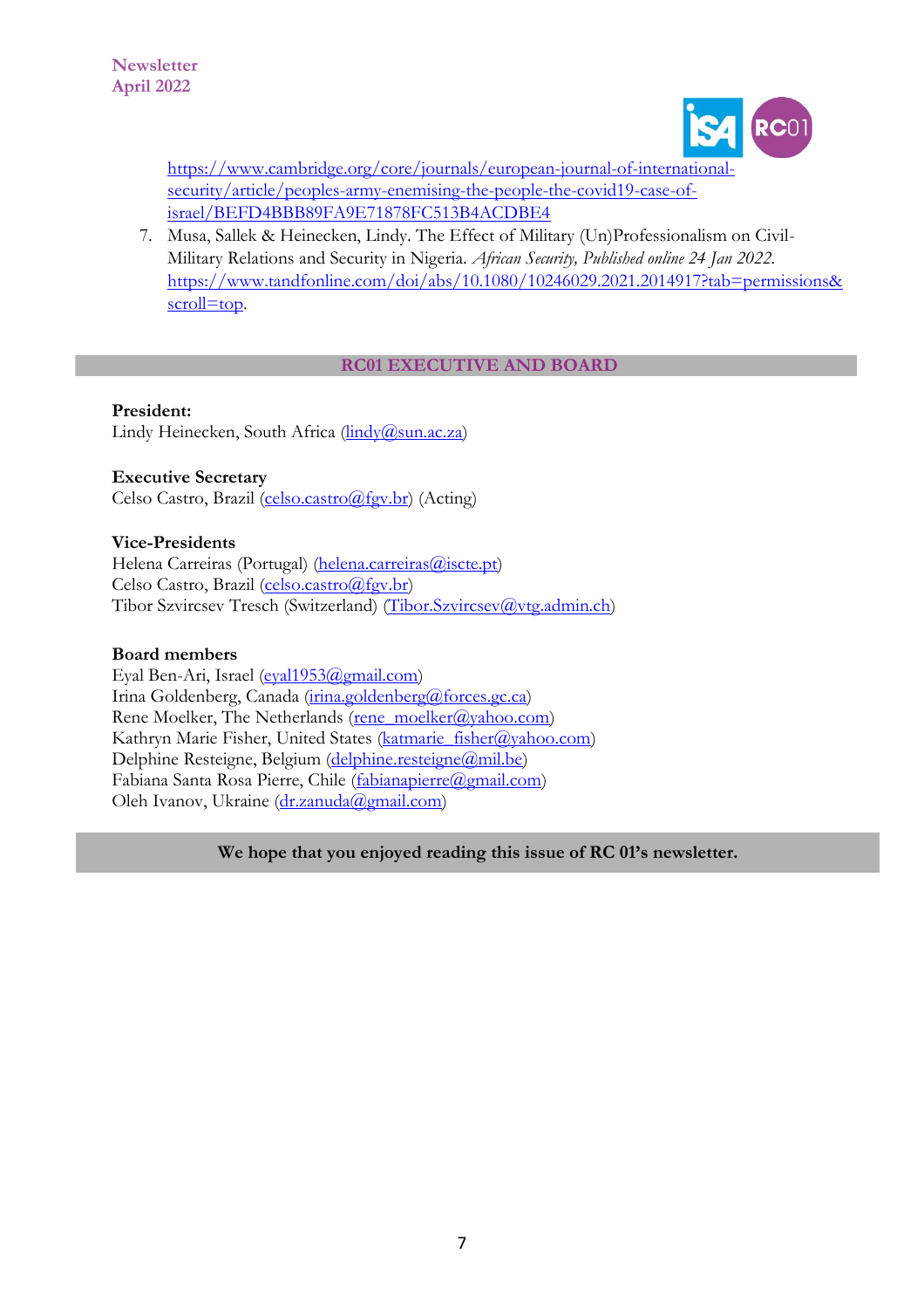https://www.cambridge.org/core/journals/european-journal-of-international-security/article/peoples-army-enemising-the-people-the-covid19-case-of-israel/BEFD4BBB89FA9E71878FC513B4ACDBE4

7. Musa, Sallek & Heinecken, Lindy. The Effect of Military (Un)Professionalism on Civil-Military Relations and Security in Nigeria. *African Security, Published online 24 Jan 2022.* https://www.tandfonline.com/doi/abs/10.1080/10246029.2021.2014917?tab=permissions&scroll=top.

## RC01 EXECUTIVE AND BOARD

**President:**
Lindy Heinecken, South Africa (lindy@sun.ac.za)

**Executive Secretary**
Celso Castro, Brazil (celso.castro@fgv.br) (Acting)

**Vice-Presidents**
Helena Carreiras (Portugal) (helena.carreiras@iscte.pt)
Celso Castro, Brazil (celso.castro@fgv.br)
Tibor Szvircsev Tresch (Switzerland) (Tibor.Szvircsev@vtg.admin.ch)

**Board members**
Eyal Ben-Ari, Israel (eyal1953@gmail.com)
Irina Goldenberg, Canada (irina.goldenberg@forces.gc.ca)
Rene Moelker, The Netherlands (rene_moelker@yahoo.com)
Kathryn Marie Fisher, United States (katmarie_fisher@yahoo.com)
Delphine Resteigne, Belgium (delphine.resteigne@mil.be)
Fabiana Santa Rosa Pierre, Chile (fabianapierre@gmail.com)
Oleh Ivanov, Ukraine (dr.zanuda@gmail.com)

**We hope that you enjoyed reading this issue of RC 01's newsletter.**